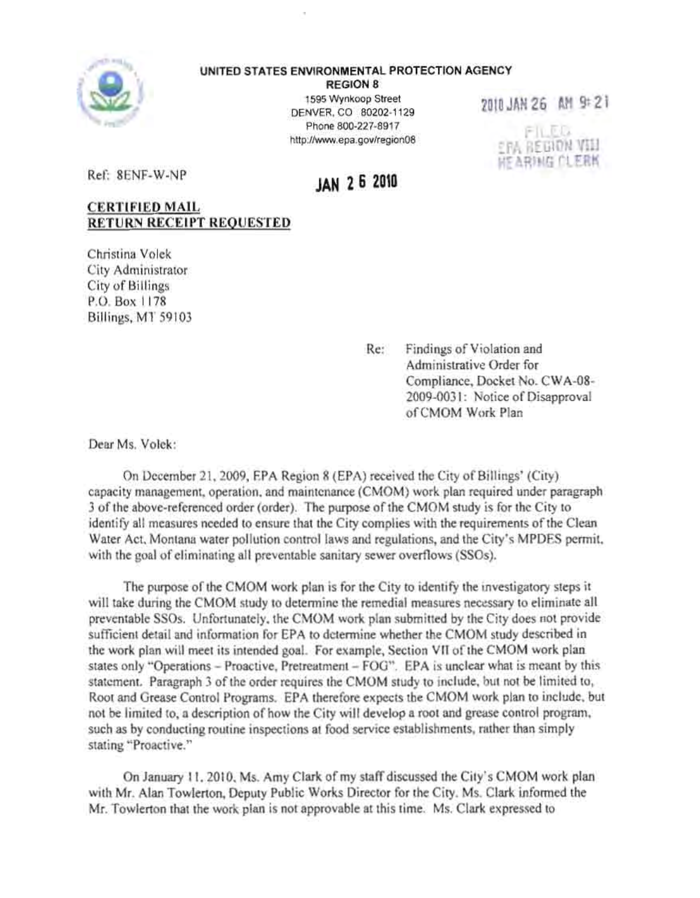**UNITED STATES ENVIRONMENTAL PROTECTION AGENCY**
**REGION 8**
1595 Wynkoop Street
DENVER, CO 80202-1129
Phone 800-227-8917
http://www.epa.gov/region08

2010 JAN 26 AM 9:21

FILED
EPA REGION VIII
HEARING CLERK

Ref: 8ENF-W-NP

**JAN 26 2010**

**CERTIFIED MAIL**
**RETURN RECEIPT REQUESTED**

Christina Volek
City Administrator
City of Billings
P.O. Box 1178
Billings, MT 59103

Re: Findings of Violation and Administrative Order for Compliance, Docket No. CWA-08-2009-0031: Notice of Disapproval of CMOM Work Plan

Dear Ms. Volek:

On December 21, 2009, EPA Region 8 (EPA) received the City of Billings' (City) capacity management, operation, and maintenance (CMOM) work plan required under paragraph 3 of the above-referenced order (order). The purpose of the CMOM study is for the City to identify all measures needed to ensure that the City complies with the requirements of the Clean Water Act, Montana water pollution control laws and regulations, and the City's MPDES permit, with the goal of eliminating all preventable sanitary sewer overflows (SSOs).

The purpose of the CMOM work plan is for the City to identify the investigatory steps it will take during the CMOM study to determine the remedial measures necessary to eliminate all preventable SSOs. Unfortunately, the CMOM work plan submitted by the City does not provide sufficient detail and information for EPA to determine whether the CMOM study described in the work plan will meet its intended goal. For example, Section VII of the CMOM work plan states only "Operations – Proactive, Pretreatment – FOG". EPA is unclear what is meant by this statement. Paragraph 3 of the order requires the CMOM study to include, but not be limited to, Root and Grease Control Programs. EPA therefore expects the CMOM work plan to include, but not be limited to, a description of how the City will develop a root and grease control program, such as by conducting routine inspections at food service establishments, rather than simply stating "Proactive."

On January 11, 2010, Ms. Amy Clark of my staff discussed the City's CMOM work plan with Mr. Alan Towlerton, Deputy Public Works Director for the City. Ms. Clark informed the Mr. Towlerton that the work plan is not approvable at this time. Ms. Clark expressed to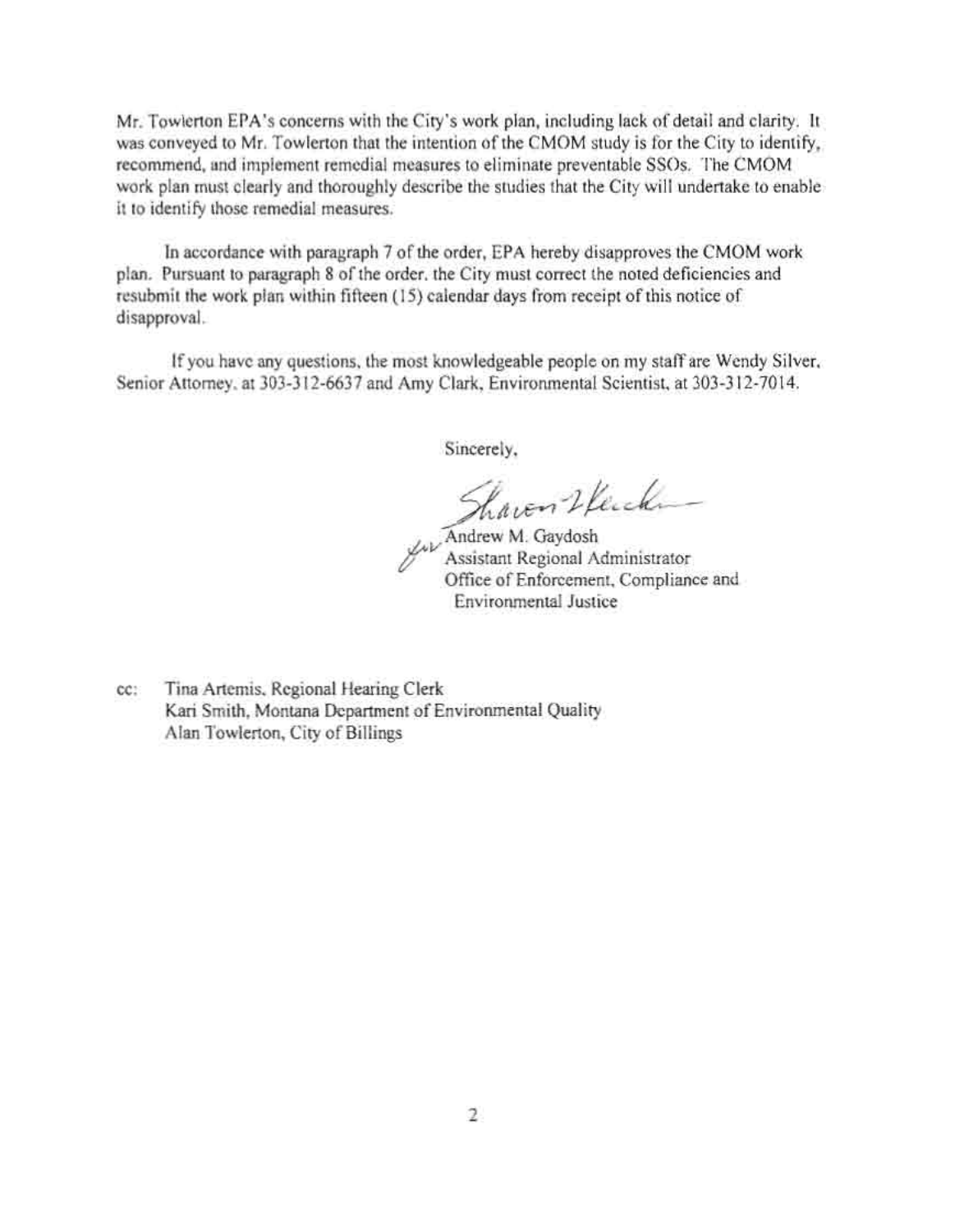Mr. Towlerton EPA's concerns with the City's work plan, including lack of detail and clarity. It was conveyed to Mr. Towlerton that the intention of the CMOM study is for the City to identify, recommend, and implement remedial measures to eliminate preventable SSOs. The CMOM work plan must clearly and thoroughly describe the studies that the City will undertake to enable it to identify those remedial measures.

In accordance with paragraph 7 of the order, EPA hereby disapproves the CMOM work plan. Pursuant to paragraph 8 of the order, the City must correct the noted deficiencies and resubmit the work plan within fifteen (15) calendar days from receipt of this notice of disapproval.

If you have any questions, the most knowledgeable people on my staff are Wendy Silver, Senior Attorney, at 303-312-6637 and Amy Clark, Environmental Scientist, at 303-312-7014.

Sincerely,

Sharon Kercher
for Andrew M. Gaydosh
Assistant Regional Administrator
Office of Enforcement, Compliance and Environmental Justice

cc: Tina Artemis, Regional Hearing Clerk
Kari Smith, Montana Department of Environmental Quality
Alan Towlerton, City of Billings